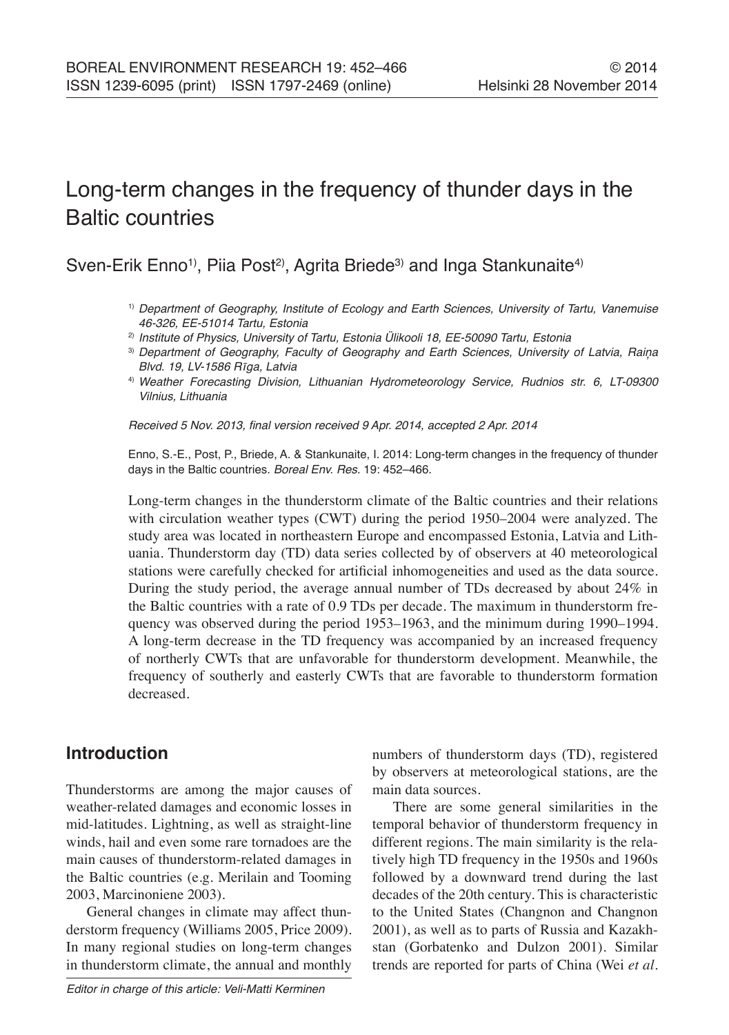# Long-term changes in the frequency of thunder days in the Baltic countries

Sven-Erik Enno[1)], Piia Post[2)], Agrita Briede[3)] and Inga Stankunaite[4)]

[1)] *Department of Geography, Institute of Ecology and Earth Sciences, University of Tartu, Vanemuise 46-326, EE-51014 Tartu, Estonia*

[2)] *Institute of Physics, University of Tartu, Estonia Ülikooli 18, EE-50090 Tartu, Estonia*

[3)] *Department of Geography, Faculty of Geography and Earth Sciences, University of Latvia, Raiņa Blvd. 19, LV-1586 Rīga, Latvia*

[4)] *Weather Forecasting Division, Lithuanian Hydrometeorology Service, Rudnios str. 6, LT-09300 Vilnius, Lithuania*

*Received 5 Nov. 2013, final version received 9 Apr. 2014, accepted 2 Apr. 2014*

Enno, S.-E., Post, P., Briede, A. & Stankunaite, I. 2014: Long-term changes in the frequency of thunder days in the Baltic countries. *Boreal Env. Res.* 19: 452–466.

Long-term changes in the thunderstorm climate of the Baltic countries and their relations with circulation weather types (CWT) during the period 1950–2004 were analyzed. The study area was located in northeastern Europe and encompassed Estonia, Latvia and Lithuania. Thunderstorm day (TD) data series collected by of observers at 40 meteorological stations were carefully checked for artificial inhomogeneities and used as the data source. During the study period, the average annual number of TDs decreased by about 24% in the Baltic countries with a rate of 0.9 TDs per decade. The maximum in thunderstorm frequency was observed during the period 1953–1963, and the minimum during 1990–1994. A long-term decrease in the TD frequency was accompanied by an increased frequency of northerly CWTs that are unfavorable for thunderstorm development. Meanwhile, the frequency of southerly and easterly CWTs that are favorable to thunderstorm formation decreased.

## Introduction

Thunderstorms are among the major causes of weather-related damages and economic losses in mid-latitudes. Lightning, as well as straight-line winds, hail and even some rare tornadoes are the main causes of thunderstorm-related damages in the Baltic countries (e.g. Merilain and Tooming 2003, Marcinoniene 2003).

General changes in climate may affect thunderstorm frequency (Williams 2005, Price 2009). In many regional studies on long-term changes in thunderstorm climate, the annual and monthly numbers of thunderstorm days (TD), registered by observers at meteorological stations, are the main data sources.

There are some general similarities in the temporal behavior of thunderstorm frequency in different regions. The main similarity is the relatively high TD frequency in the 1950s and 1960s followed by a downward trend during the last decades of the 20th century. This is characteristic to the United States (Changnon and Changnon 2001), as well as to parts of Russia and Kazakhstan (Gorbatenko and Dulzon 2001). Similar trends are reported for parts of China (Wei *et al.*

*Editor in charge of this article: Veli-Matti Kerminen*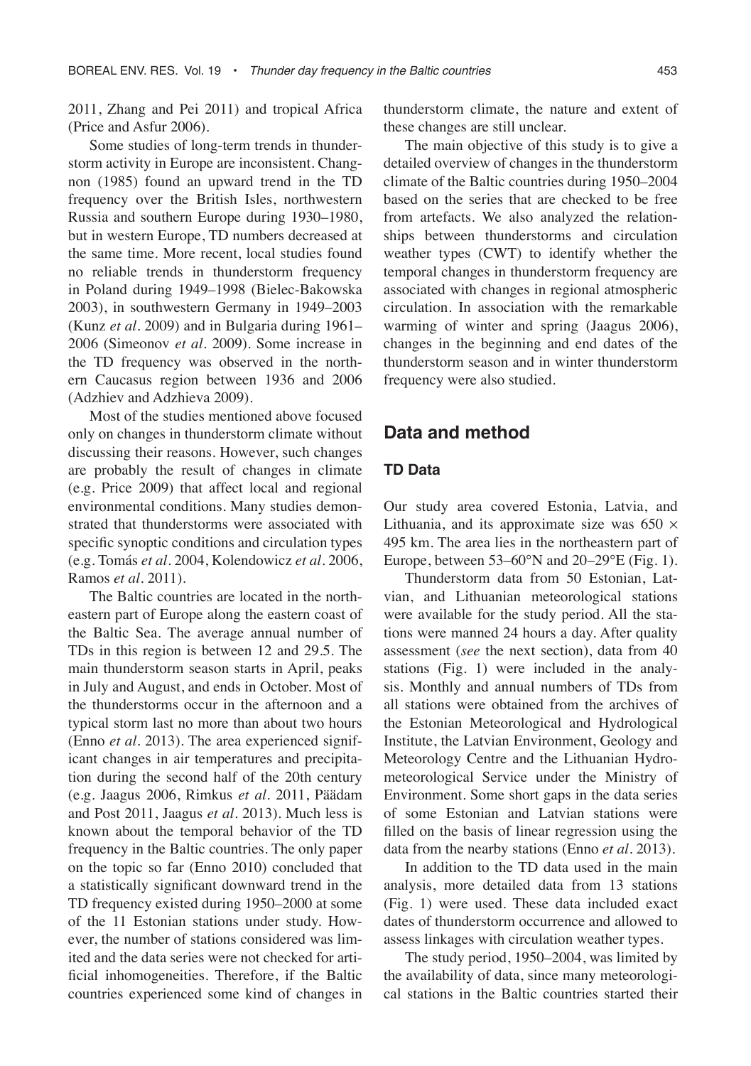2011, Zhang and Pei 2011) and tropical Africa (Price and Asfur 2006).

Some studies of long-term trends in thunderstorm activity in Europe are inconsistent. Changnon (1985) found an upward trend in the TD frequency over the British Isles, northwestern Russia and southern Europe during 1930–1980, but in western Europe, TD numbers decreased at the same time. More recent, local studies found no reliable trends in thunderstorm frequency in Poland during 1949–1998 (Bielec-Bakowska 2003), in southwestern Germany in 1949–2003 (Kunz *et al*. 2009) and in Bulgaria during 1961–2006 (Simeonov *et al*. 2009). Some increase in the TD frequency was observed in the northern Caucasus region between 1936 and 2006 (Adzhiev and Adzhieva 2009).

Most of the studies mentioned above focused only on changes in thunderstorm climate without discussing their reasons. However, such changes are probably the result of changes in climate (e.g. Price 2009) that affect local and regional environmental conditions. Many studies demonstrated that thunderstorms were associated with specific synoptic conditions and circulation types (e.g. Tomás *et al*. 2004, Kolendowicz *et al*. 2006, Ramos *et al*. 2011).

The Baltic countries are located in the northeastern part of Europe along the eastern coast of the Baltic Sea. The average annual number of TDs in this region is between 12 and 29.5. The main thunderstorm season starts in April, peaks in July and August, and ends in October. Most of the thunderstorms occur in the afternoon and a typical storm last no more than about two hours (Enno *et al*. 2013). The area experienced significant changes in air temperatures and precipitation during the second half of the 20th century (e.g. Jaagus 2006, Rimkus *et al*. 2011, Päädam and Post 2011, Jaagus *et al*. 2013). Much less is known about the temporal behavior of the TD frequency in the Baltic countries. The only paper on the topic so far (Enno 2010) concluded that a statistically significant downward trend in the TD frequency existed during 1950–2000 at some of the 11 Estonian stations under study. However, the number of stations considered was limited and the data series were not checked for artificial inhomogeneities. Therefore, if the Baltic countries experienced some kind of changes in thunderstorm climate, the nature and extent of these changes are still unclear.

The main objective of this study is to give a detailed overview of changes in the thunderstorm climate of the Baltic countries during 1950–2004 based on the series that are checked to be free from artefacts. We also analyzed the relationships between thunderstorms and circulation weather types (CWT) to identify whether the temporal changes in thunderstorm frequency are associated with changes in regional atmospheric circulation. In association with the remarkable warming of winter and spring (Jaagus 2006), changes in the beginning and end dates of the thunderstorm season and in winter thunderstorm frequency were also studied.

## Data and method

### TD Data

Our study area covered Estonia, Latvia, and Lithuania, and its approximate size was 650 × 495 km. The area lies in the northeastern part of Europe, between 53–60°N and 20–29°E (Fig. 1).

Thunderstorm data from 50 Estonian, Latvian, and Lithuanian meteorological stations were available for the study period. All the stations were manned 24 hours a day. After quality assessment (*see* the next section), data from 40 stations (Fig. 1) were included in the analysis. Monthly and annual numbers of TDs from all stations were obtained from the archives of the Estonian Meteorological and Hydrological Institute, the Latvian Environment, Geology and Meteorology Centre and the Lithuanian Hydrometeorological Service under the Ministry of Environment. Some short gaps in the data series of some Estonian and Latvian stations were filled on the basis of linear regression using the data from the nearby stations (Enno *et al*. 2013).

In addition to the TD data used in the main analysis, more detailed data from 13 stations (Fig. 1) were used. These data included exact dates of thunderstorm occurrence and allowed to assess linkages with circulation weather types.

The study period, 1950–2004, was limited by the availability of data, since many meteorological stations in the Baltic countries started their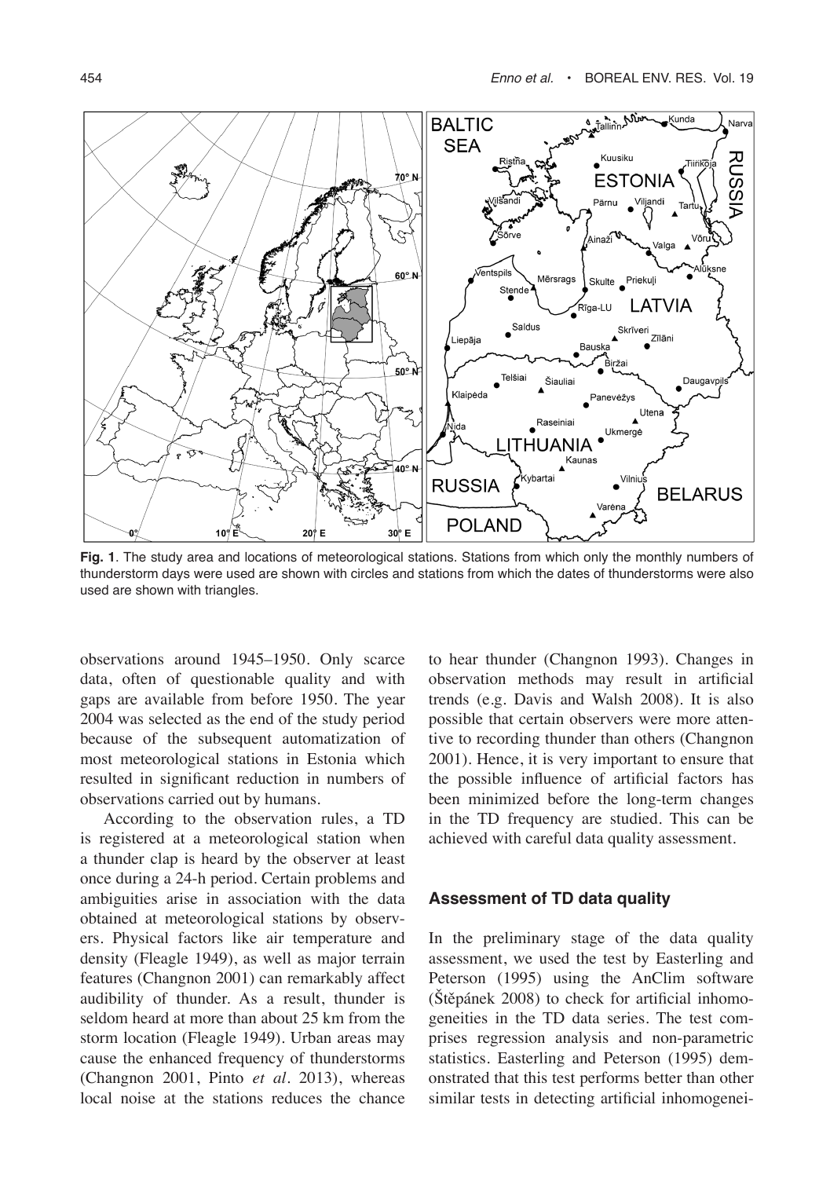**Fig. 1**. The study area and locations of meteorological stations. Stations from which only the monthly numbers of thunderstorm days were used are shown with circles and stations from which the dates of thunderstorms were also used are shown with triangles.

observations around 1945–1950. Only scarce data, often of questionable quality and with gaps are available from before 1950. The year 2004 was selected as the end of the study period because of the subsequent automatization of most meteorological stations in Estonia which resulted in significant reduction in numbers of observations carried out by humans.

According to the observation rules, a TD is registered at a meteorological station when a thunder clap is heard by the observer at least once during a 24-h period. Certain problems and ambiguities arise in association with the data obtained at meteorological stations by observers. Physical factors like air temperature and density (Fleagle 1949), as well as major terrain features (Changnon 2001) can remarkably affect audibility of thunder. As a result, thunder is seldom heard at more than about 25 km from the storm location (Fleagle 1949). Urban areas may cause the enhanced frequency of thunderstorms (Changnon 2001, Pinto *et al*. 2013), whereas local noise at the stations reduces the chance to hear thunder (Changnon 1993). Changes in observation methods may result in artificial trends (e.g. Davis and Walsh 2008). It is also possible that certain observers were more attentive to recording thunder than others (Changnon 2001). Hence, it is very important to ensure that the possible influence of artificial factors has been minimized before the long-term changes in the TD frequency are studied. This can be achieved with careful data quality assessment.

### Assessment of TD data quality

In the preliminary stage of the data quality assessment, we used the test by Easterling and Peterson (1995) using the AnClim software (Štěpánek 2008) to check for artificial inhomogeneities in the TD data series. The test comprises regression analysis and non-parametric statistics. Easterling and Peterson (1995) demonstrated that this test performs better than other similar tests in detecting artificial inhomogenei-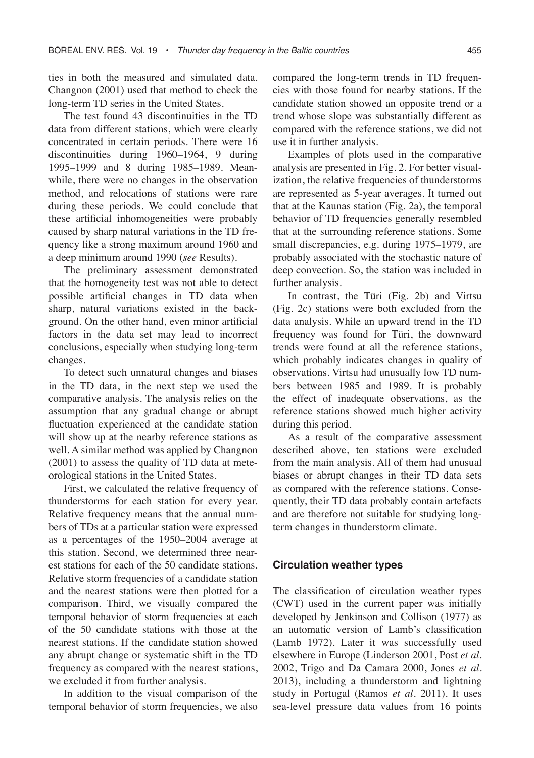ties in both the measured and simulated data. Changnon (2001) used that method to check the long-term TD series in the United States.

The test found 43 discontinuities in the TD data from different stations, which were clearly concentrated in certain periods. There were 16 discontinuities during 1960–1964, 9 during 1995–1999 and 8 during 1985–1989. Meanwhile, there were no changes in the observation method, and relocations of stations were rare during these periods. We could conclude that these artificial inhomogeneities were probably caused by sharp natural variations in the TD frequency like a strong maximum around 1960 and a deep minimum around 1990 (*see* Results).

The preliminary assessment demonstrated that the homogeneity test was not able to detect possible artificial changes in TD data when sharp, natural variations existed in the background. On the other hand, even minor artificial factors in the data set may lead to incorrect conclusions, especially when studying long-term changes.

To detect such unnatural changes and biases in the TD data, in the next step we used the comparative analysis. The analysis relies on the assumption that any gradual change or abrupt fluctuation experienced at the candidate station will show up at the nearby reference stations as well. A similar method was applied by Changnon (2001) to assess the quality of TD data at meteorological stations in the United States.

First, we calculated the relative frequency of thunderstorms for each station for every year. Relative frequency means that the annual numbers of TDs at a particular station were expressed as a percentages of the 1950–2004 average at this station. Second, we determined three nearest stations for each of the 50 candidate stations. Relative storm frequencies of a candidate station and the nearest stations were then plotted for a comparison. Third, we visually compared the temporal behavior of storm frequencies at each of the 50 candidate stations with those at the nearest stations. If the candidate station showed any abrupt change or systematic shift in the TD frequency as compared with the nearest stations, we excluded it from further analysis.

In addition to the visual comparison of the temporal behavior of storm frequencies, we also compared the long-term trends in TD frequencies with those found for nearby stations. If the candidate station showed an opposite trend or a trend whose slope was substantially different as compared with the reference stations, we did not use it in further analysis.

Examples of plots used in the comparative analysis are presented in Fig. 2. For better visualization, the relative frequencies of thunderstorms are represented as 5-year averages. It turned out that at the Kaunas station (Fig. 2a), the temporal behavior of TD frequencies generally resembled that at the surrounding reference stations. Some small discrepancies, e.g. during 1975–1979, are probably associated with the stochastic nature of deep convection. So, the station was included in further analysis.

In contrast, the Türi (Fig. 2b) and Virtsu (Fig. 2c) stations were both excluded from the data analysis. While an upward trend in the TD frequency was found for Türi, the downward trends were found at all the reference stations, which probably indicates changes in quality of observations. Virtsu had unusually low TD numbers between 1985 and 1989. It is probably the effect of inadequate observations, as the reference stations showed much higher activity during this period.

As a result of the comparative assessment described above, ten stations were excluded from the main analysis. All of them had unusual biases or abrupt changes in their TD data sets as compared with the reference stations. Consequently, their TD data probably contain artefacts and are therefore not suitable for studying long-term changes in thunderstorm climate.

### Circulation weather types

The classification of circulation weather types (CWT) used in the current paper was initially developed by Jenkinson and Collison (1977) as an automatic version of Lamb's classification (Lamb 1972). Later it was successfully used elsewhere in Europe (Linderson 2001, Post *et al.* 2002, Trigo and Da Camara 2000, Jones *et al.* 2013), including a thunderstorm and lightning study in Portugal (Ramos *et al.* 2011). It uses sea-level pressure data values from 16 points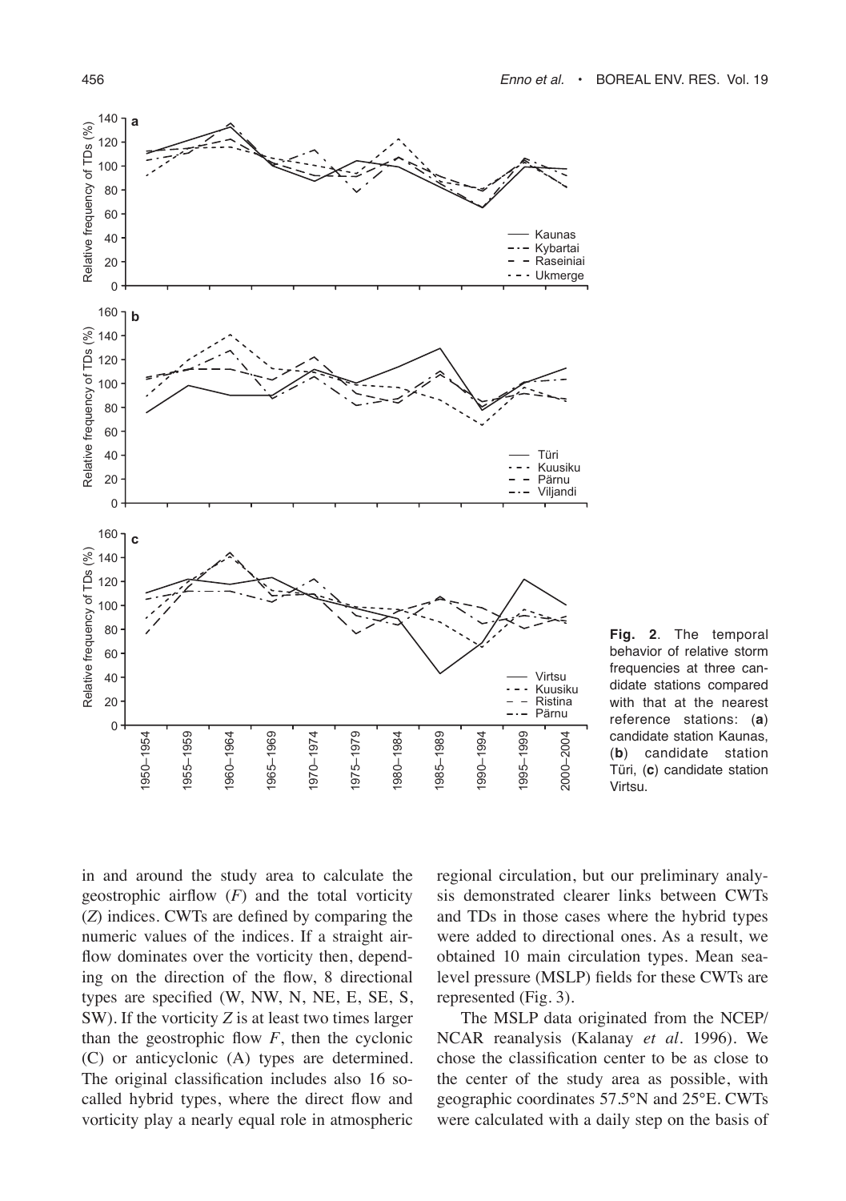**Fig. 2**. The temporal behavior of relative storm frequencies at three candidate stations compared with that at the nearest reference stations: (**a**) candidate station Kaunas, (**b**) candidate station Türi, (**c**) candidate station Virtsu.

in and around the study area to calculate the geostrophic airflow ($F$) and the total vorticity ($Z$) indices. CWTs are defined by comparing the numeric values of the indices. If a straight airflow dominates over the vorticity then, depending on the direction of the flow, 8 directional types are specified (W, NW, N, NE, E, SE, S, SW). If the vorticity $Z$ is at least two times larger than the geostrophic flow $F$, then the cyclonic (C) or anticyclonic (A) types are determined. The original classification includes also 16 so-called hybrid types, where the direct flow and vorticity play a nearly equal role in atmospheric regional circulation, but our preliminary analysis demonstrated clearer links between CWTs and TDs in those cases where the hybrid types were added to directional ones. As a result, we obtained 10 main circulation types. Mean sea-level pressure (MSLP) fields for these CWTs are represented (Fig. 3).

The MSLP data originated from the NCEP/NCAR reanalysis (Kalanay *et al*. 1996). We chose the classification center to be as close to the center of the study area as possible, with geographic coordinates 57.5°N and 25°E. CWTs were calculated with a daily step on the basis of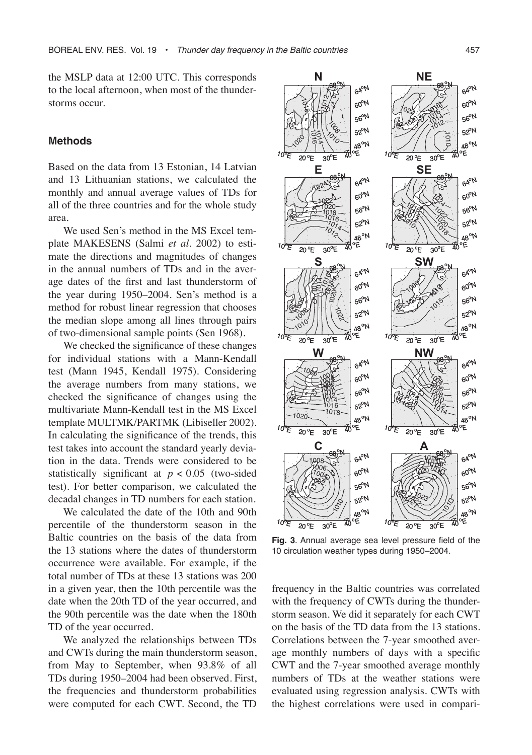the MSLP data at 12:00 UTC. This corresponds to the local afternoon, when most of the thunderstorms occur.

## Methods

Based on the data from 13 Estonian, 14 Latvian and 13 Lithuanian stations, we calculated the monthly and annual average values of TDs for all of the three countries and for the whole study area.

We used Sen's method in the MS Excel template MAKESENS (Salmi *et al*. 2002) to estimate the directions and magnitudes of changes in the annual numbers of TDs and in the average dates of the first and last thunderstorm of the year during 1950–2004. Sen's method is a method for robust linear regression that chooses the median slope among all lines through pairs of two-dimensional sample points (Sen 1968).

We checked the significance of these changes for individual stations with a Mann-Kendall test (Mann 1945, Kendall 1975). Considering the average numbers from many stations, we checked the significance of changes using the multivariate Mann-Kendall test in the MS Excel template MULTMK/PARTMK (Libiseller 2002). In calculating the significance of the trends, this test takes into account the standard yearly deviation in the data. Trends were considered to be statistically significant at $p < 0.05$ (two-sided test). For better comparison, we calculated the decadal changes in TD numbers for each station.

We calculated the date of the 10th and 90th percentile of the thunderstorm season in the Baltic countries on the basis of the data from the 13 stations where the dates of thunderstorm occurrence were available. For example, if the total number of TDs at these 13 stations was 200 in a given year, then the 10th percentile was the date when the 20th TD of the year occurred, and the 90th percentile was the date when the 180th TD of the year occurred.

We analyzed the relationships between TDs and CWTs during the main thunderstorm season, from May to September, when 93.8% of all TDs during 1950–2004 had been observed. First, the frequencies and thunderstorm probabilities were computed for each CWT. Second, the TD frequency in the Baltic countries was correlated with the frequency of CWTs during the thunderstorm season. We did it separately for each CWT on the basis of the TD data from the 13 stations. Correlations between the 7-year smoothed average monthly numbers of days with a specific CWT and the 7-year smoothed average monthly numbers of TDs at the weather stations were evaluated using regression analysis. CWTs with the highest correlations were used in compari-

**Fig. 3**. Annual average sea level pressure field of the 10 circulation weather types during 1950–2004.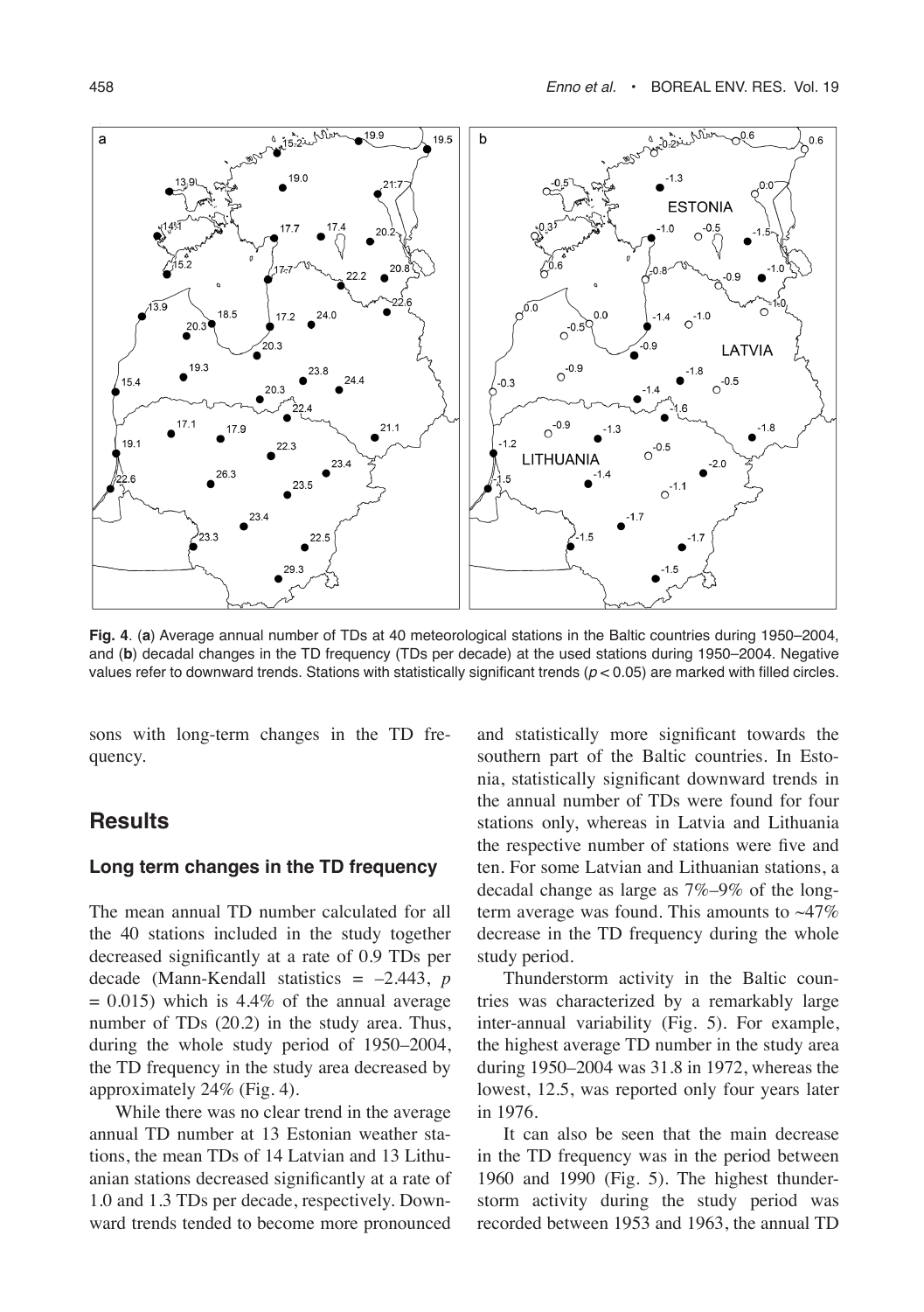**Fig. 4**. (**a**) Average annual number of TDs at 40 meteorological stations in the Baltic countries during 1950–2004, and (**b**) decadal changes in the TD frequency (TDs per decade) at the used stations during 1950–2004. Negative values refer to downward trends. Stations with statistically significant trends ($p < 0.05$) are marked with filled circles.

sons with long-term changes in the TD frequency.

## Results

### Long term changes in the TD frequency

The mean annual TD number calculated for all the 40 stations included in the study together decreased significantly at a rate of 0.9 TDs per decade (Mann-Kendall statistics = –2.443, $p = 0.015$) which is 4.4% of the annual average number of TDs (20.2) in the study area. Thus, during the whole study period of 1950–2004, the TD frequency in the study area decreased by approximately 24% (Fig. 4).

While there was no clear trend in the average annual TD number at 13 Estonian weather stations, the mean TDs of 14 Latvian and 13 Lithuanian stations decreased significantly at a rate of 1.0 and 1.3 TDs per decade, respectively. Downward trends tended to become more pronounced and statistically more significant towards the southern part of the Baltic countries. In Estonia, statistically significant downward trends in the annual number of TDs were found for four stations only, whereas in Latvia and Lithuania the respective number of stations were five and ten. For some Latvian and Lithuanian stations, a decadal change as large as 7%–9% of the long-term average was found. This amounts to ~47% decrease in the TD frequency during the whole study period.

Thunderstorm activity in the Baltic countries was characterized by a remarkably large inter-annual variability (Fig. 5). For example, the highest average TD number in the study area during 1950–2004 was 31.8 in 1972, whereas the lowest, 12.5, was reported only four years later in 1976.

It can also be seen that the main decrease in the TD frequency was in the period between 1960 and 1990 (Fig. 5). The highest thunderstorm activity during the study period was recorded between 1953 and 1963, the annual TD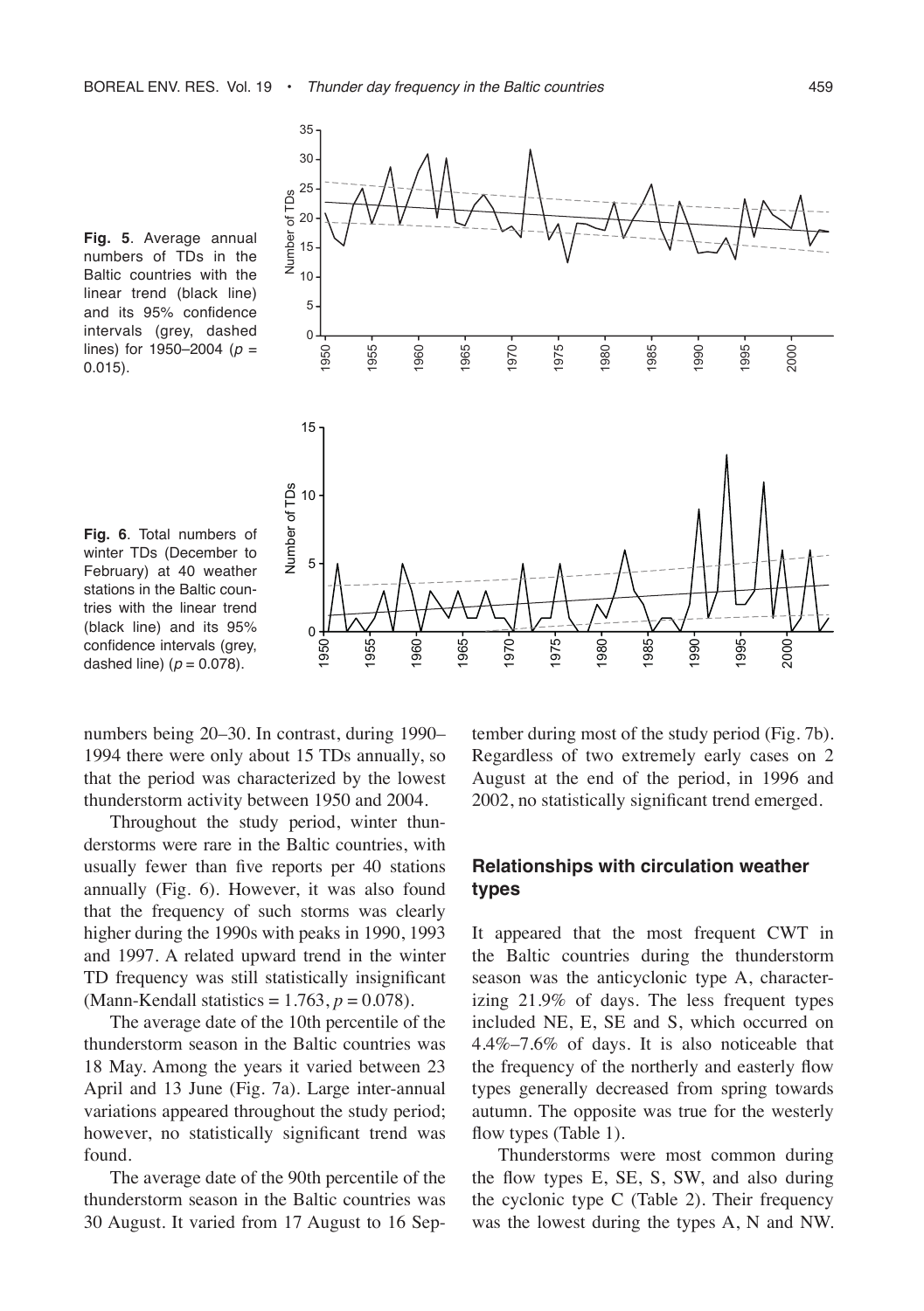**Fig. 5**. Average annual numbers of TDs in the Baltic countries with the linear trend (black line) and its 95% confidence intervals (grey, dashed lines) for 1950–2004 ($p$ = 0.015).

**Fig. 6**. Total numbers of winter TDs (December to February) at 40 weather stations in the Baltic countries with the linear trend (black line) and its 95% confidence intervals (grey, dashed line) ($p$ = 0.078).

numbers being 20–30. In contrast, during 1990–1994 there were only about 15 TDs annually, so that the period was characterized by the lowest thunderstorm activity between 1950 and 2004.

Throughout the study period, winter thunderstorms were rare in the Baltic countries, with usually fewer than five reports per 40 stations annually (Fig. 6). However, it was also found that the frequency of such storms was clearly higher during the 1990s with peaks in 1990, 1993 and 1997. A related upward trend in the winter TD frequency was still statistically insignificant (Mann-Kendall statistics = 1.763, $p$ = 0.078).

The average date of the 10th percentile of the thunderstorm season in the Baltic countries was 18 May. Among the years it varied between 23 April and 13 June (Fig. 7a). Large inter-annual variations appeared throughout the study period; however, no statistically significant trend was found.

The average date of the 90th percentile of the thunderstorm season in the Baltic countries was 30 August. It varied from 17 August to 16 September during most of the study period (Fig. 7b). Regardless of two extremely early cases on 2 August at the end of the period, in 1996 and 2002, no statistically significant trend emerged.

## Relationships with circulation weather types

It appeared that the most frequent CWT in the Baltic countries during the thunderstorm season was the anticyclonic type A, characterizing 21.9% of days. The less frequent types included NE, E, SE and S, which occurred on 4.4%–7.6% of days. It is also noticeable that the frequency of the northerly and easterly flow types generally decreased from spring towards autumn. The opposite was true for the westerly flow types (Table 1).

Thunderstorms were most common during the flow types E, SE, S, SW, and also during the cyclonic type C (Table 2). Their frequency was the lowest during the types A, N and NW.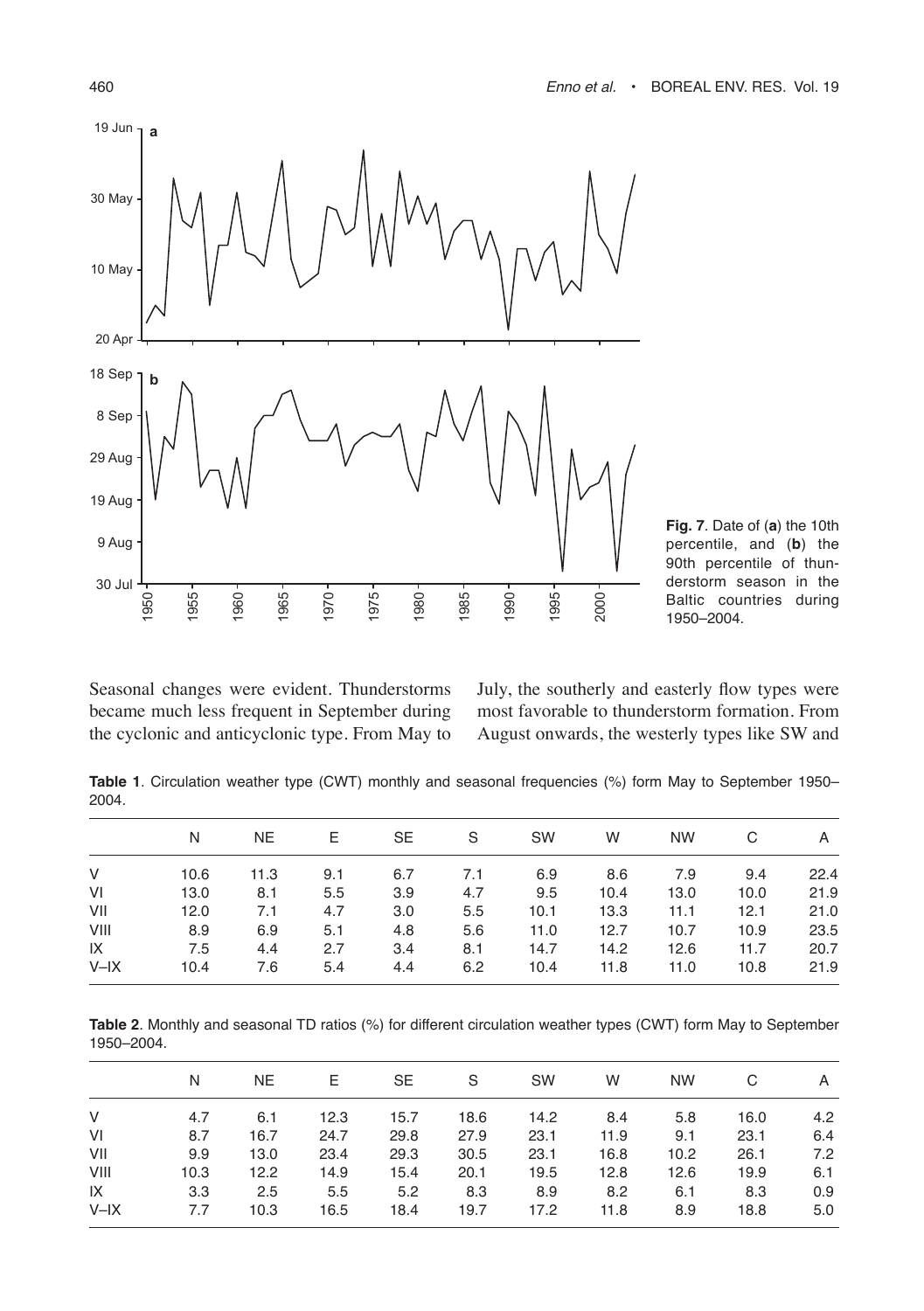**Fig. 7**. Date of (**a**) the 10th percentile, and (**b**) the 90th percentile of thunderstorm season in the Baltic countries during 1950–2004.

Seasonal changes were evident. Thunderstorms became much less frequent in September during the cyclonic and anticyclonic type. From May to July, the southerly and easterly flow types were most favorable to thunderstorm formation. From August onwards, the westerly types like SW and

**Table 1**. Circulation weather type (CWT) monthly and seasonal frequencies (%) form May to September 1950–2004.

| | N | NE | E | SE | S | SW | W | NW | C | A |
|---|---|---|---|---|---|---|---|---|---|---|
| V | 10.6 | 11.3 | 9.1 | 6.7 | 7.1 | 6.9 | 8.6 | 7.9 | 9.4 | 22.4 |
| VI | 13.0 | 8.1 | 5.5 | 3.9 | 4.7 | 9.5 | 10.4 | 13.0 | 10.0 | 21.9 |
| VII | 12.0 | 7.1 | 4.7 | 3.0 | 5.5 | 10.1 | 13.3 | 11.1 | 12.1 | 21.0 |
| VIII | 8.9 | 6.9 | 5.1 | 4.8 | 5.6 | 11.0 | 12.7 | 10.7 | 10.9 | 23.5 |
| IX | 7.5 | 4.4 | 2.7 | 3.4 | 8.1 | 14.7 | 14.2 | 12.6 | 11.7 | 20.7 |
| V–IX | 10.4 | 7.6 | 5.4 | 4.4 | 6.2 | 10.4 | 11.8 | 11.0 | 10.8 | 21.9 |

**Table 2**. Monthly and seasonal TD ratios (%) for different circulation weather types (CWT) form May to September 1950–2004.

| | N | NE | E | SE | S | SW | W | NW | C | A |
|---|---|---|---|---|---|---|---|---|---|---|
| V | 4.7 | 6.1 | 12.3 | 15.7 | 18.6 | 14.2 | 8.4 | 5.8 | 16.0 | 4.2 |
| VI | 8.7 | 16.7 | 24.7 | 29.8 | 27.9 | 23.1 | 11.9 | 9.1 | 23.1 | 6.4 |
| VII | 9.9 | 13.0 | 23.4 | 29.3 | 30.5 | 23.1 | 16.8 | 10.2 | 26.1 | 7.2 |
| VIII | 10.3 | 12.2 | 14.9 | 15.4 | 20.1 | 19.5 | 12.8 | 12.6 | 19.9 | 6.1 |
| IX | 3.3 | 2.5 | 5.5 | 5.2 | 8.3 | 8.9 | 8.2 | 6.1 | 8.3 | 0.9 |
| V–IX | 7.7 | 10.3 | 16.5 | 18.4 | 19.7 | 17.2 | 11.8 | 8.9 | 18.8 | 5.0 |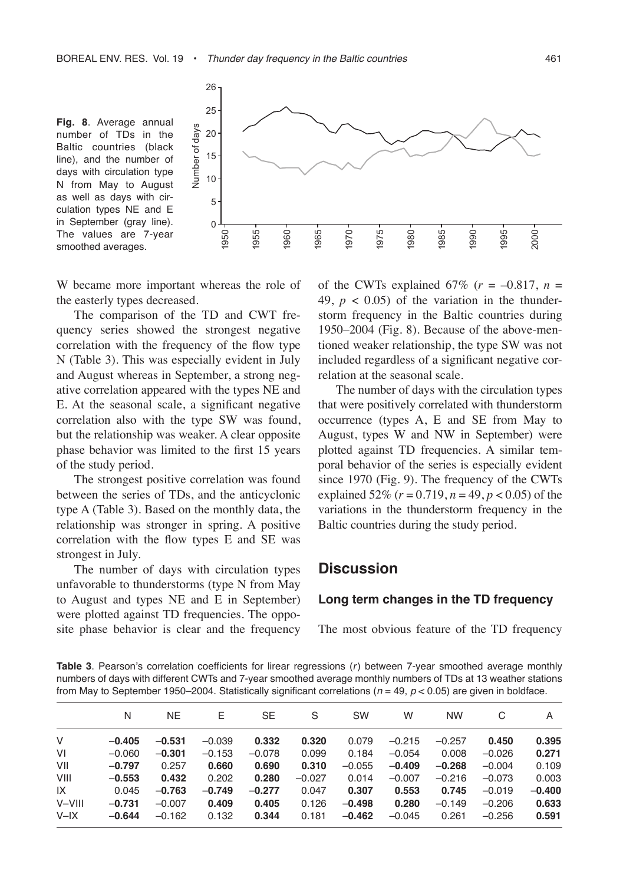**Fig. 8**. Average annual number of TDs in the Baltic countries (black line), and the number of days with circulation type N from May to August as well as days with circulation types NE and E in September (gray line). The values are 7-year smoothed averages.

W became more important whereas the role of the easterly types decreased.

The comparison of the TD and CWT frequency series showed the strongest negative correlation with the frequency of the flow type N (Table 3). This was especially evident in July and August whereas in September, a strong negative correlation appeared with the types NE and E. At the seasonal scale, a significant negative correlation also with the type SW was found, but the relationship was weaker. A clear opposite phase behavior was limited to the first 15 years of the study period.

The strongest positive correlation was found between the series of TDs, and the anticyclonic type A (Table 3). Based on the monthly data, the relationship was stronger in spring. A positive correlation with the flow types E and SE was strongest in July.

The number of days with circulation types unfavorable to thunderstorms (type N from May to August and types NE and E in September) were plotted against TD frequencies. The opposite phase behavior is clear and the frequency of the CWTs explained 67% ($r = -0.817$, $n = 49$, $p < 0.05$) of the variation in the thunderstorm frequency in the Baltic countries during 1950–2004 (Fig. 8). Because of the above-mentioned weaker relationship, the type SW was not included regardless of a significant negative correlation at the seasonal scale.

The number of days with the circulation types that were positively correlated with thunderstorm occurrence (types A, E and SE from May to August, types W and NW in September) were plotted against TD frequencies. A similar temporal behavior of the series is especially evident since 1970 (Fig. 9). The frequency of the CWTs explained 52% ($r = 0.719$, $n = 49$, $p < 0.05$) of the variations in the thunderstorm frequency in the Baltic countries during the study period.

## Discussion

### Long term changes in the TD frequency

The most obvious feature of the TD frequency

**Table 3**. Pearson's correlation coefficients for linear regressions ($r$) between 7-year smoothed average monthly numbers of days with different CWTs and 7-year smoothed average monthly numbers of TDs at 13 weather stations from May to September 1950–2004. Statistically significant correlations ($n = 49$, $p < 0.05$) are given in boldface.

| | N | NE | E | SE | S | SW | W | NW | C | A |
|---|---|---|---|---|---|---|---|---|---|---|
| V | **–0.405** | **–0.531** | –0.039 | **0.332** | **0.320** | 0.079 | –0.215 | –0.257 | **0.450** | **0.395** |
| VI | –0.060 | **–0.301** | –0.153 | –0.078 | 0.099 | 0.184 | –0.054 | 0.008 | –0.026 | **0.271** |
| VII | **–0.797** | 0.257 | **0.660** | **0.690** | **0.310** | –0.055 | **–0.409** | **–0.268** | –0.004 | 0.109 |
| VIII | **–0.553** | **0.432** | 0.202 | **0.280** | –0.027 | 0.014 | –0.007 | –0.216 | –0.073 | 0.003 |
| IX | 0.045 | **–0.763** | **–0.749** | **–0.277** | 0.047 | **0.307** | **0.553** | **0.745** | –0.019 | **–0.400** |
| V–VIII | **–0.731** | –0.007 | **0.409** | **0.405** | 0.126 | **–0.498** | **0.280** | –0.149 | –0.206 | **0.633** |
| V–IX | **–0.644** | –0.162 | 0.132 | **0.344** | 0.181 | **–0.462** | –0.045 | 0.261 | –0.256 | **0.591** |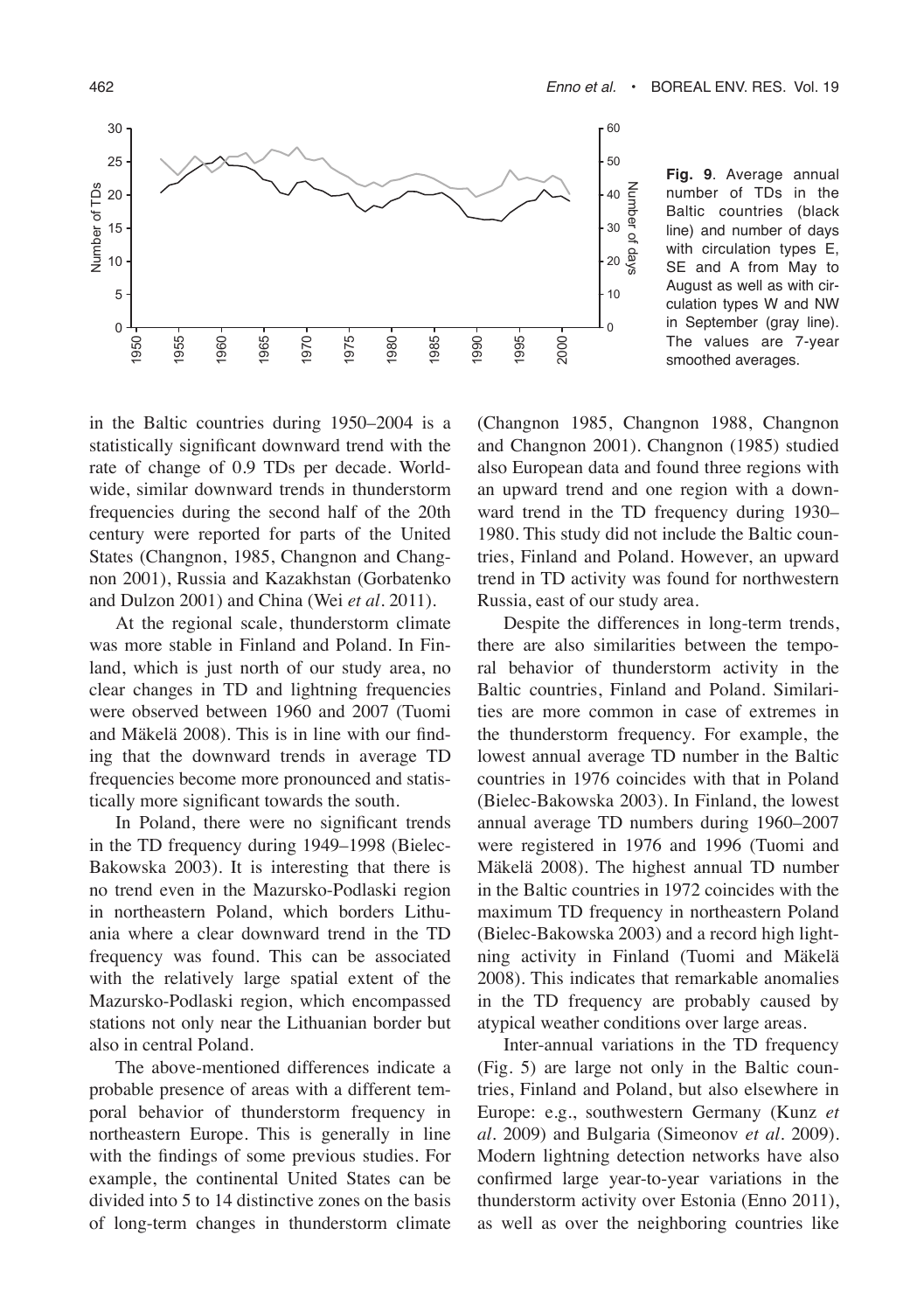**Fig. 9**. Average annual number of TDs in the Baltic countries (black line) and number of days with circulation types E, SE and A from May to August as well as with circulation types W and NW in September (gray line). The values are 7-year smoothed averages.

in the Baltic countries during 1950–2004 is a statistically significant downward trend with the rate of change of 0.9 TDs per decade. Worldwide, similar downward trends in thunderstorm frequencies during the second half of the 20th century were reported for parts of the United States (Changnon, 1985, Changnon and Changnon 2001), Russia and Kazakhstan (Gorbatenko and Dulzon 2001) and China (Wei *et al*. 2011).

At the regional scale, thunderstorm climate was more stable in Finland and Poland. In Finland, which is just north of our study area, no clear changes in TD and lightning frequencies were observed between 1960 and 2007 (Tuomi and Mäkelä 2008). This is in line with our finding that the downward trends in average TD frequencies become more pronounced and statistically more significant towards the south.

In Poland, there were no significant trends in the TD frequency during 1949–1998 (Bielec-Bakowska 2003). It is interesting that there is no trend even in the Mazursko-Podlaski region in northeastern Poland, which borders Lithuania where a clear downward trend in the TD frequency was found. This can be associated with the relatively large spatial extent of the Mazursko-Podlaski region, which encompassed stations not only near the Lithuanian border but also in central Poland.

The above-mentioned differences indicate a probable presence of areas with a different temporal behavior of thunderstorm frequency in northeastern Europe. This is generally in line with the findings of some previous studies. For example, the continental United States can be divided into 5 to 14 distinctive zones on the basis of long-term changes in thunderstorm climate (Changnon 1985, Changnon 1988, Changnon and Changnon 2001). Changnon (1985) studied also European data and found three regions with an upward trend and one region with a downward trend in the TD frequency during 1930–1980. This study did not include the Baltic countries, Finland and Poland. However, an upward trend in TD activity was found for northwestern Russia, east of our study area.

Despite the differences in long-term trends, there are also similarities between the temporal behavior of thunderstorm activity in the Baltic countries, Finland and Poland. Similarities are more common in case of extremes in the thunderstorm frequency. For example, the lowest annual average TD number in the Baltic countries in 1976 coincides with that in Poland (Bielec-Bakowska 2003). In Finland, the lowest annual average TD numbers during 1960–2007 were registered in 1976 and 1996 (Tuomi and Mäkelä 2008). The highest annual TD number in the Baltic countries in 1972 coincides with the maximum TD frequency in northeastern Poland (Bielec-Bakowska 2003) and a record high lightning activity in Finland (Tuomi and Mäkelä 2008). This indicates that remarkable anomalies in the TD frequency are probably caused by atypical weather conditions over large areas.

Inter-annual variations in the TD frequency (Fig. 5) are large not only in the Baltic countries, Finland and Poland, but also elsewhere in Europe: e.g., southwestern Germany (Kunz *et al*. 2009) and Bulgaria (Simeonov *et al*. 2009). Modern lightning detection networks have also confirmed large year-to-year variations in the thunderstorm activity over Estonia (Enno 2011), as well as over the neighboring countries like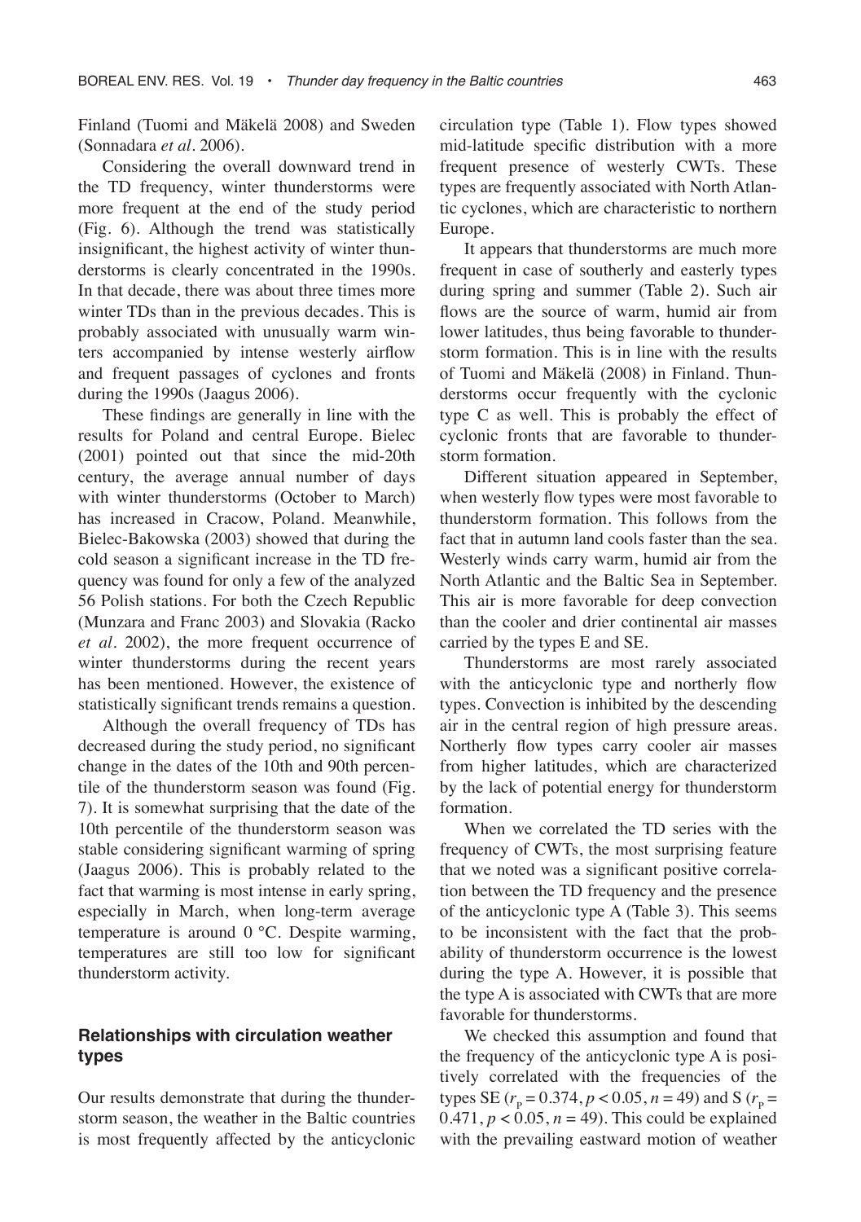Finland (Tuomi and Mäkelä 2008) and Sweden (Sonnadara *et al*. 2006).

Considering the overall downward trend in the TD frequency, winter thunderstorms were more frequent at the end of the study period (Fig. 6). Although the trend was statistically insignificant, the highest activity of winter thunderstorms is clearly concentrated in the 1990s. In that decade, there was about three times more winter TDs than in the previous decades. This is probably associated with unusually warm winters accompanied by intense westerly airflow and frequent passages of cyclones and fronts during the 1990s (Jaagus 2006).

These findings are generally in line with the results for Poland and central Europe. Bielec (2001) pointed out that since the mid-20th century, the average annual number of days with winter thunderstorms (October to March) has increased in Cracow, Poland. Meanwhile, Bielec-Bakowska (2003) showed that during the cold season a significant increase in the TD frequency was found for only a few of the analyzed 56 Polish stations. For both the Czech Republic (Munzara and Franc 2003) and Slovakia (Racko *et al*. 2002), the more frequent occurrence of winter thunderstorms during the recent years has been mentioned. However, the existence of statistically significant trends remains a question.

Although the overall frequency of TDs has decreased during the study period, no significant change in the dates of the 10th and 90th percentile of the thunderstorm season was found (Fig. 7). It is somewhat surprising that the date of the 10th percentile of the thunderstorm season was stable considering significant warming of spring (Jaagus 2006). This is probably related to the fact that warming is most intense in early spring, especially in March, when long-term average temperature is around 0 °C. Despite warming, temperatures are still too low for significant thunderstorm activity.

## Relationships with circulation weather types

Our results demonstrate that during the thunderstorm season, the weather in the Baltic countries is most frequently affected by the anticyclonic circulation type (Table 1). Flow types showed mid-latitude specific distribution with a more frequent presence of westerly CWTs. These types are frequently associated with North Atlantic cyclones, which are characteristic to northern Europe.

It appears that thunderstorms are much more frequent in case of southerly and easterly types during spring and summer (Table 2). Such air flows are the source of warm, humid air from lower latitudes, thus being favorable to thunderstorm formation. This is in line with the results of Tuomi and Mäkelä (2008) in Finland. Thunderstorms occur frequently with the cyclonic type C as well. This is probably the effect of cyclonic fronts that are favorable to thunderstorm formation.

Different situation appeared in September, when westerly flow types were most favorable to thunderstorm formation. This follows from the fact that in autumn land cools faster than the sea. Westerly winds carry warm, humid air from the North Atlantic and the Baltic Sea in September. This air is more favorable for deep convection than the cooler and drier continental air masses carried by the types E and SE.

Thunderstorms are most rarely associated with the anticyclonic type and northerly flow types. Convection is inhibited by the descending air in the central region of high pressure areas. Northerly flow types carry cooler air masses from higher latitudes, which are characterized by the lack of potential energy for thunderstorm formation.

When we correlated the TD series with the frequency of CWTs, the most surprising feature that we noted was a significant positive correlation between the TD frequency and the presence of the anticyclonic type A (Table 3). This seems to be inconsistent with the fact that the probability of thunderstorm occurrence is the lowest during the type A. However, it is possible that the type A is associated with CWTs that are more favorable for thunderstorms.

We checked this assumption and found that the frequency of the anticyclonic type A is positively correlated with the frequencies of the types SE ($r_p = 0.374$, $p < 0.05$, $n = 49$) and S ($r_p = 0.471$, $p < 0.05$, $n = 49$). This could be explained with the prevailing eastward motion of weather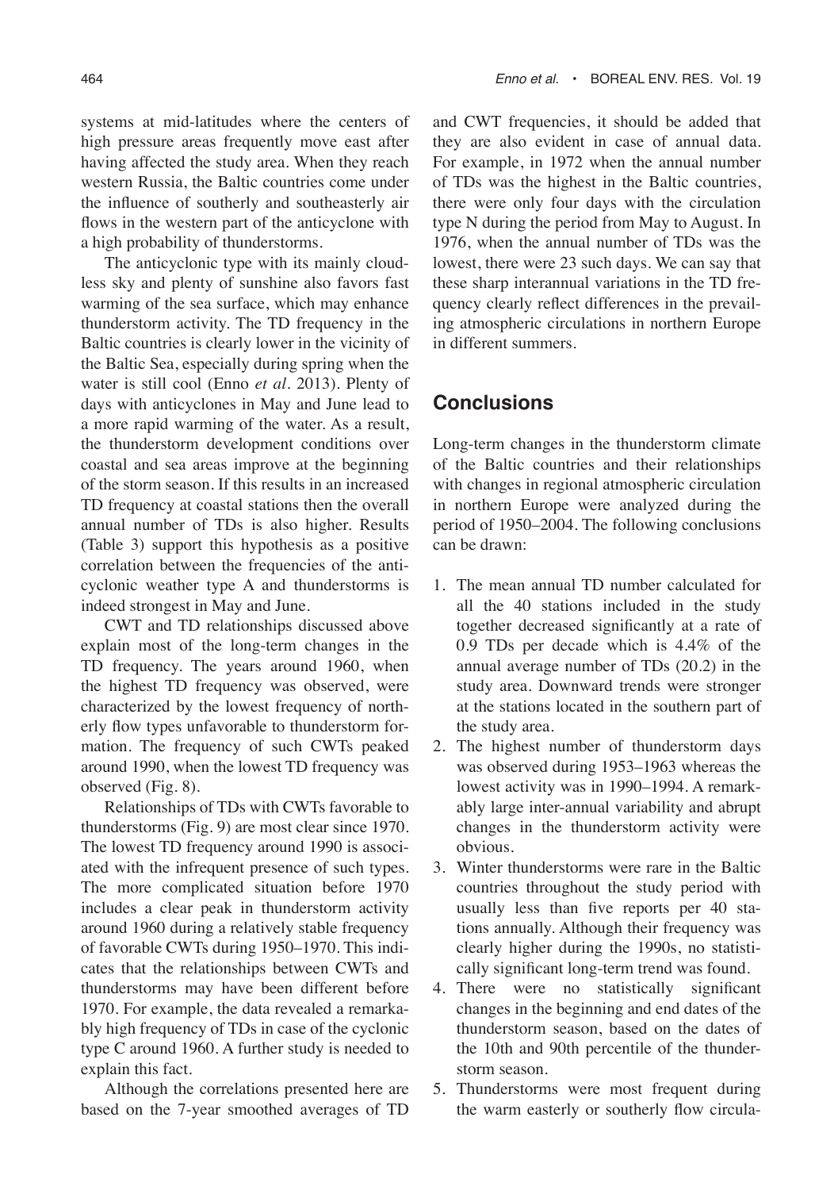systems at mid-latitudes where the centers of high pressure areas frequently move east after having affected the study area. When they reach western Russia, the Baltic countries come under the influence of southerly and southeasterly air flows in the western part of the anticyclone with a high probability of thunderstorms.

The anticyclonic type with its mainly cloudless sky and plenty of sunshine also favors fast warming of the sea surface, which may enhance thunderstorm activity. The TD frequency in the Baltic countries is clearly lower in the vicinity of the Baltic Sea, especially during spring when the water is still cool (Enno *et al.* 2013). Plenty of days with anticyclones in May and June lead to a more rapid warming of the water. As a result, the thunderstorm development conditions over coastal and sea areas improve at the beginning of the storm season. If this results in an increased TD frequency at coastal stations then the overall annual number of TDs is also higher. Results (Table 3) support this hypothesis as a positive correlation between the frequencies of the anticyclonic weather type A and thunderstorms is indeed strongest in May and June.

CWT and TD relationships discussed above explain most of the long-term changes in the TD frequency. The years around 1960, when the highest TD frequency was observed, were characterized by the lowest frequency of northerly flow types unfavorable to thunderstorm formation. The frequency of such CWTs peaked around 1990, when the lowest TD frequency was observed (Fig. 8).

Relationships of TDs with CWTs favorable to thunderstorms (Fig. 9) are most clear since 1970. The lowest TD frequency around 1990 is associated with the infrequent presence of such types. The more complicated situation before 1970 includes a clear peak in thunderstorm activity around 1960 during a relatively stable frequency of favorable CWTs during 1950–1970. This indicates that the relationships between CWTs and thunderstorms may have been different before 1970. For example, the data revealed a remarkably high frequency of TDs in case of the cyclonic type C around 1960. A further study is needed to explain this fact.

Although the correlations presented here are based on the 7-year smoothed averages of TD and CWT frequencies, it should be added that they are also evident in case of annual data. For example, in 1972 when the annual number of TDs was the highest in the Baltic countries, there were only four days with the circulation type N during the period from May to August. In 1976, when the annual number of TDs was the lowest, there were 23 such days. We can say that these sharp interannual variations in the TD frequency clearly reflect differences in the prevailing atmospheric circulations in northern Europe in different summers.

## Conclusions

Long-term changes in the thunderstorm climate of the Baltic countries and their relationships with changes in regional atmospheric circulation in northern Europe were analyzed during the period of 1950–2004. The following conclusions can be drawn:

1. The mean annual TD number calculated for all the 40 stations included in the study together decreased significantly at a rate of 0.9 TDs per decade which is 4.4% of the annual average number of TDs (20.2) in the study area. Downward trends were stronger at the stations located in the southern part of the study area.
2. The highest number of thunderstorm days was observed during 1953–1963 whereas the lowest activity was in 1990–1994. A remarkably large inter-annual variability and abrupt changes in the thunderstorm activity were obvious.
3. Winter thunderstorms were rare in the Baltic countries throughout the study period with usually less than five reports per 40 stations annually. Although their frequency was clearly higher during the 1990s, no statistically significant long-term trend was found.
4. There were no statistically significant changes in the beginning and end dates of the thunderstorm season, based on the dates of the 10th and 90th percentile of the thunderstorm season.
5. Thunderstorms were most frequent during the warm easterly or southerly flow circula-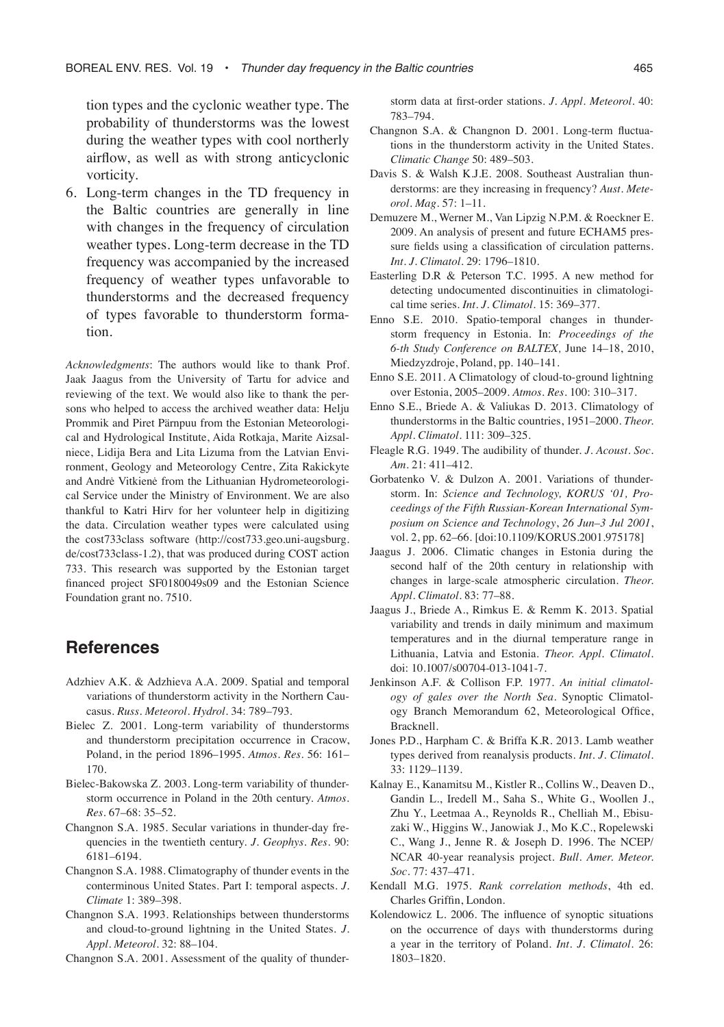tion types and the cyclonic weather type. The probability of thunderstorms was the lowest during the weather types with cool northerly airflow, as well as with strong anticyclonic vorticity.

6. Long-term changes in the TD frequency in the Baltic countries are generally in line with changes in the frequency of circulation weather types. Long-term decrease in the TD frequency was accompanied by the increased frequency of weather types unfavorable to thunderstorms and the decreased frequency of types favorable to thunderstorm formation.

*Acknowledgments*: The authors would like to thank Prof. Jaak Jaagus from the University of Tartu for advice and reviewing of the text. We would also like to thank the persons who helped to access the archived weather data: Helju Prommik and Piret Pärnpuu from the Estonian Meteorological and Hydrological Institute, Aida Rotkaja, Marite Aizsalniece, Lidija Bera and Lita Lizuma from the Latvian Environment, Geology and Meteorology Centre, Zita Rakickyte and Andrė Vitkienė from the Lithuanian Hydrometeorological Service under the Ministry of Environment. We are also thankful to Katri Hirv for her volunteer help in digitizing the data. Circulation weather types were calculated using the cost733class software (http://cost733.geo.uni-augsburg.de/cost733class-1.2), that was produced during COST action 733. This research was supported by the Estonian target financed project SF0180049s09 and the Estonian Science Foundation grant no. 7510.

## References

Adzhiev A.K. & Adzhieva A.A. 2009. Spatial and temporal variations of thunderstorm activity in the Northern Caucasus. *Russ. Meteorol. Hydrol.* 34: 789–793.

Bielec Z. 2001. Long-term variability of thunderstorms and thunderstorm precipitation occurrence in Cracow, Poland, in the period 1896–1995. *Atmos. Res.* 56: 161–170.

Bielec-Bakowska Z. 2003. Long-term variability of thunderstorm occurrence in Poland in the 20th century. *Atmos. Res.* 67–68: 35–52.

Changnon S.A. 1985. Secular variations in thunder-day frequencies in the twentieth century. *J. Geophys. Res.* 90: 6181–6194.

Changnon S.A. 1988. Climatography of thunder events in the conterminous United States. Part I: temporal aspects. *J. Climate* 1: 389–398.

Changnon S.A. 1993. Relationships between thunderstorms and cloud-to-ground lightning in the United States. *J. Appl. Meteorol.* 32: 88–104.

Changnon S.A. 2001. Assessment of the quality of thunderstorm data at first-order stations. *J. Appl. Meteorol.* 40: 783–794.

Changnon S.A. & Changnon D. 2001. Long-term fluctuations in the thunderstorm activity in the United States. *Climatic Change* 50: 489–503.

Davis S. & Walsh K.J.E. 2008. Southeast Australian thunderstorms: are they increasing in frequency? *Aust. Meteorol. Mag.* 57: 1–11.

Demuzere M., Werner M., Van Lipzig N.P.M. & Roeckner E. 2009. An analysis of present and future ECHAM5 pressure fields using a classification of circulation patterns. *Int. J. Climatol.* 29: 1796–1810.

Easterling D.R & Peterson T.C. 1995. A new method for detecting undocumented discontinuities in climatological time series. *Int. J. Climatol.* 15: 369–377.

Enno S.E. 2010. Spatio-temporal changes in thunderstorm frequency in Estonia. In: *Proceedings of the 6-th Study Conference on BALTEX,* June 14–18, 2010, Miedzyzdroje, Poland, pp. 140–141.

Enno S.E. 2011. A Climatology of cloud-to-ground lightning over Estonia, 2005–2009. *Atmos. Res.* 100: 310–317.

Enno S.E., Briede A. & Valiukas D. 2013. Climatology of thunderstorms in the Baltic countries, 1951–2000. *Theor. Appl. Climatol.* 111: 309–325.

Fleagle R.G. 1949. The audibility of thunder. *J. Acoust. Soc. Am.* 21: 411–412.

Gorbatenko V. & Dulzon A. 2001. Variations of thunderstorm. In: *Science and Technology, KORUS '01, Proceedings of the Fifth Russian-Korean International Symposium on Science and Technology*, *26 Jun–3 Jul 2001*, vol. 2, pp. 62–66. [doi:10.1109/KORUS.2001.975178]

Jaagus J. 2006. Climatic changes in Estonia during the second half of the 20th century in relationship with changes in large-scale atmospheric circulation. *Theor. Appl. Climatol.* 83: 77–88.

Jaagus J., Briede A., Rimkus E. & Remm K. 2013. Spatial variability and trends in daily minimum and maximum temperatures and in the diurnal temperature range in Lithuania, Latvia and Estonia. *Theor. Appl. Climatol.* doi: 10.1007/s00704-013-1041-7.

Jenkinson A.F. & Collison F.P. 1977. *An initial climatology of gales over the North Sea*. Synoptic Climatology Branch Memorandum 62, Meteorological Office, Bracknell.

Jones P.D., Harpham C. & Briffa K.R. 2013. Lamb weather types derived from reanalysis products. *Int. J. Climatol.* 33: 1129–1139.

Kalnay E., Kanamitsu M., Kistler R., Collins W., Deaven D., Gandin L., Iredell M., Saha S., White G., Woollen J., Zhu Y., Leetmaa A., Reynolds R., Chelliah M., Ebisuzaki W., Higgins W., Janowiak J., Mo K.C., Ropelewski C., Wang J., Jenne R. & Joseph D. 1996. The NCEP/NCAR 40-year reanalysis project. *Bull. Amer. Meteor. Soc.* 77: 437–471.

Kendall M.G. 1975. *Rank correlation methods*, 4th ed. Charles Griffin, London.

Kolendowicz L. 2006. The influence of synoptic situations on the occurrence of days with thunderstorms during a year in the territory of Poland. *Int. J. Climatol.* 26: 1803–1820.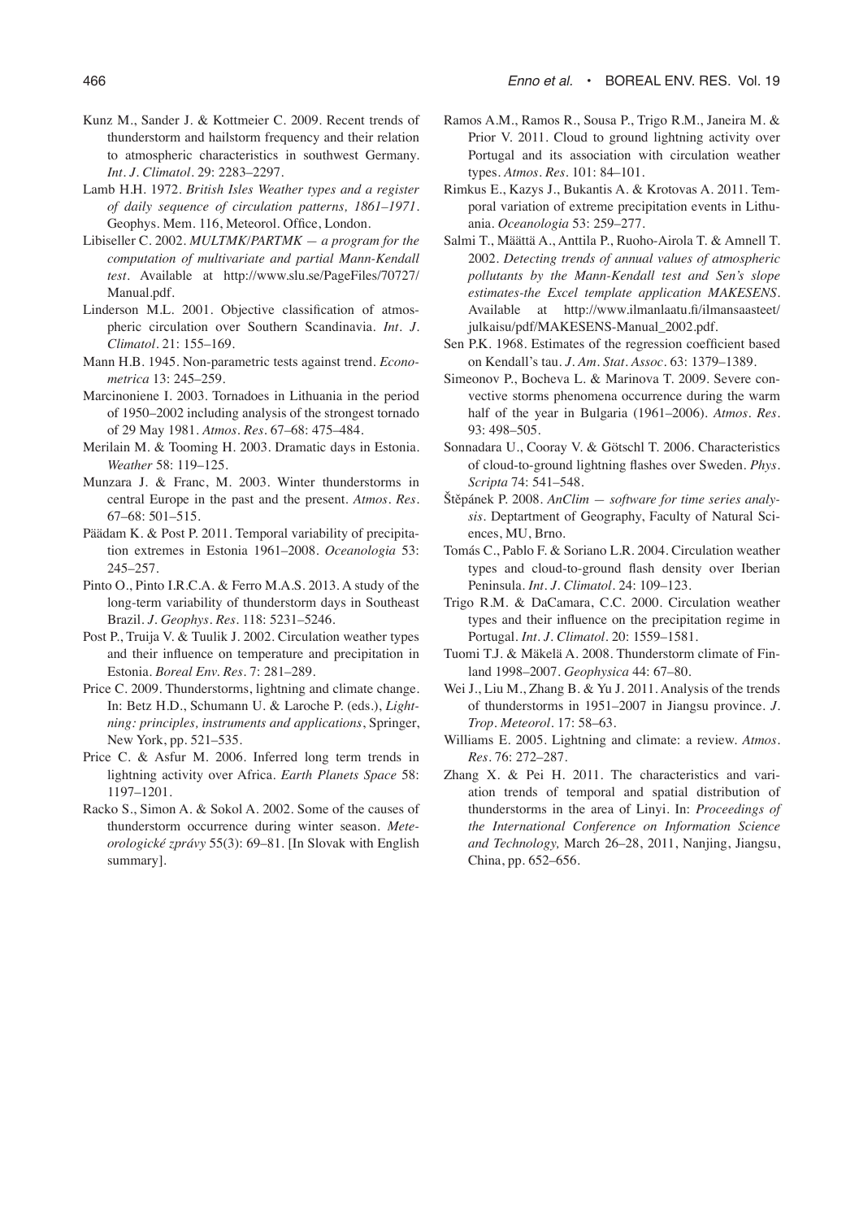Kunz M., Sander J. & Kottmeier C. 2009. Recent trends of thunderstorm and hailstorm frequency and their relation to atmospheric characteristics in southwest Germany. *Int. J. Climatol.* 29: 2283–2297.

Lamb H.H. 1972. *British Isles Weather types and a register of daily sequence of circulation patterns, 1861–1971*. Geophys. Mem. 116, Meteorol. Office, London.

Libiseller C. 2002. *MULTMK/PARTMK — a program for the computation of multivariate and partial Mann-Kendall test*. Available at http://www.slu.se/PageFiles/70727/Manual.pdf.

Linderson M.L. 2001. Objective classification of atmospheric circulation over Southern Scandinavia. *Int. J. Climatol.* 21: 155–169.

Mann H.B. 1945. Non-parametric tests against trend. *Econometrica* 13: 245–259.

Marcinoniene I. 2003. Tornadoes in Lithuania in the period of 1950–2002 including analysis of the strongest tornado of 29 May 1981. *Atmos. Res.* 67–68: 475–484.

Merilain M. & Tooming H. 2003. Dramatic days in Estonia. *Weather* 58: 119–125.

Munzara J. & Franc, M. 2003. Winter thunderstorms in central Europe in the past and the present. *Atmos. Res.* 67–68: 501–515.

Päädam K. & Post P. 2011. Temporal variability of precipitation extremes in Estonia 1961–2008. *Oceanologia* 53: 245–257.

Pinto O., Pinto I.R.C.A. & Ferro M.A.S. 2013. A study of the long-term variability of thunderstorm days in Southeast Brazil. *J. Geophys. Res.* 118: 5231–5246.

Post P., Truija V. & Tuulik J. 2002. Circulation weather types and their influence on temperature and precipitation in Estonia. *Boreal Env. Res.* 7: 281–289.

Price C. 2009. Thunderstorms, lightning and climate change. In: Betz H.D., Schumann U. & Laroche P. (eds.), *Lightning: principles, instruments and applications*, Springer, New York, pp. 521–535.

Price C. & Asfur M. 2006. Inferred long term trends in lightning activity over Africa. *Earth Planets Space* 58: 1197–1201.

Racko S., Simon A. & Sokol A. 2002. Some of the causes of thunderstorm occurrence during winter season. *Meteorologické zprávy* 55(3): 69–81. [In Slovak with English summary].

Ramos A.M., Ramos R., Sousa P., Trigo R.M., Janeira M. & Prior V. 2011. Cloud to ground lightning activity over Portugal and its association with circulation weather types. *Atmos. Res.* 101: 84–101.

Rimkus E., Kazys J., Bukantis A. & Krotovas A. 2011. Temporal variation of extreme precipitation events in Lithuania. *Oceanologia* 53: 259–277.

Salmi T., Määttä A., Anttila P., Ruoho-Airola T. & Amnell T. 2002. *Detecting trends of annual values of atmospheric pollutants by the Mann-Kendall test and Sen's slope estimates-the Excel template application MAKESENS*. Available at http://www.ilmanlaatu.fi/ilmansaasteet/julkaisu/pdf/MAKESENS-Manual_2002.pdf.

Sen P.K. 1968. Estimates of the regression coefficient based on Kendall's tau. *J. Am. Stat. Assoc.* 63: 1379–1389.

Simeonov P., Bocheva L. & Marinova T. 2009. Severe convective storms phenomena occurrence during the warm half of the year in Bulgaria (1961–2006). *Atmos. Res.* 93: 498–505.

Sonnadara U., Cooray V. & Götschl T. 2006. Characteristics of cloud-to-ground lightning flashes over Sweden. *Phys. Scripta* 74: 541–548.

Štěpánek P. 2008. *AnClim — software for time series analysis*. Deptartment of Geography, Faculty of Natural Sciences, MU, Brno.

Tomás C., Pablo F. & Soriano L.R. 2004. Circulation weather types and cloud-to-ground flash density over Iberian Peninsula. *Int. J. Climatol.* 24: 109–123.

Trigo R.M. & DaCamara, C.C. 2000. Circulation weather types and their influence on the precipitation regime in Portugal. *Int. J. Climatol.* 20: 1559–1581.

Tuomi T.J. & Mäkelä A. 2008. Thunderstorm climate of Finland 1998–2007. *Geophysica* 44: 67–80.

Wei J., Liu M., Zhang B. & Yu J. 2011. Analysis of the trends of thunderstorms in 1951–2007 in Jiangsu province. *J. Trop. Meteorol.* 17: 58–63.

Williams E. 2005. Lightning and climate: a review. *Atmos. Res.* 76: 272–287.

Zhang X. & Pei H. 2011. The characteristics and variation trends of temporal and spatial distribution of thunderstorms in the area of Linyi. In: *Proceedings of the International Conference on Information Science and Technology,* March 26–28, 2011, Nanjing, Jiangsu, China, pp. 652–656.